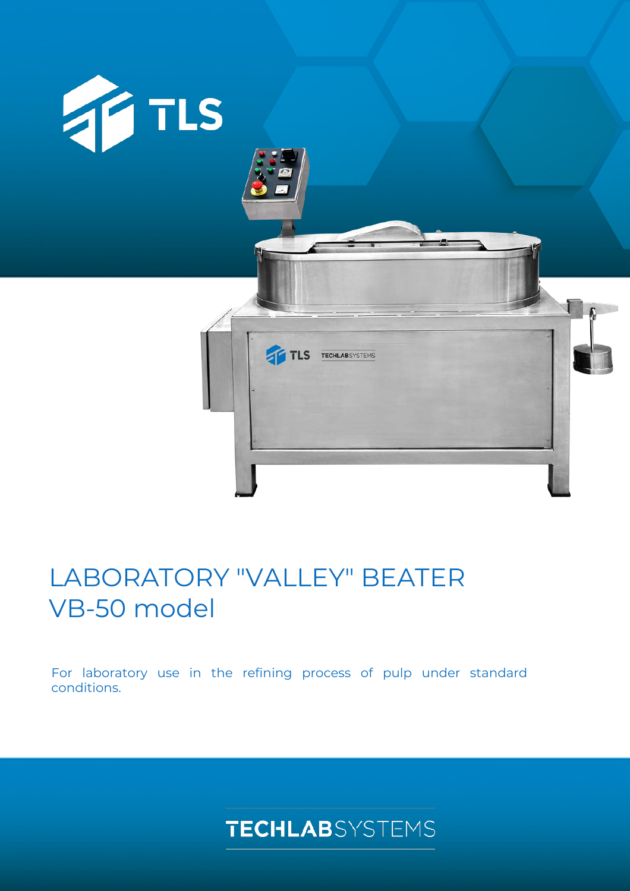TLS

# LABORATORY "VALLEY" BEATER VB-50 model

For laboratory use in the refining process of pulp under standard conditions.

TECHLABSYSTEMS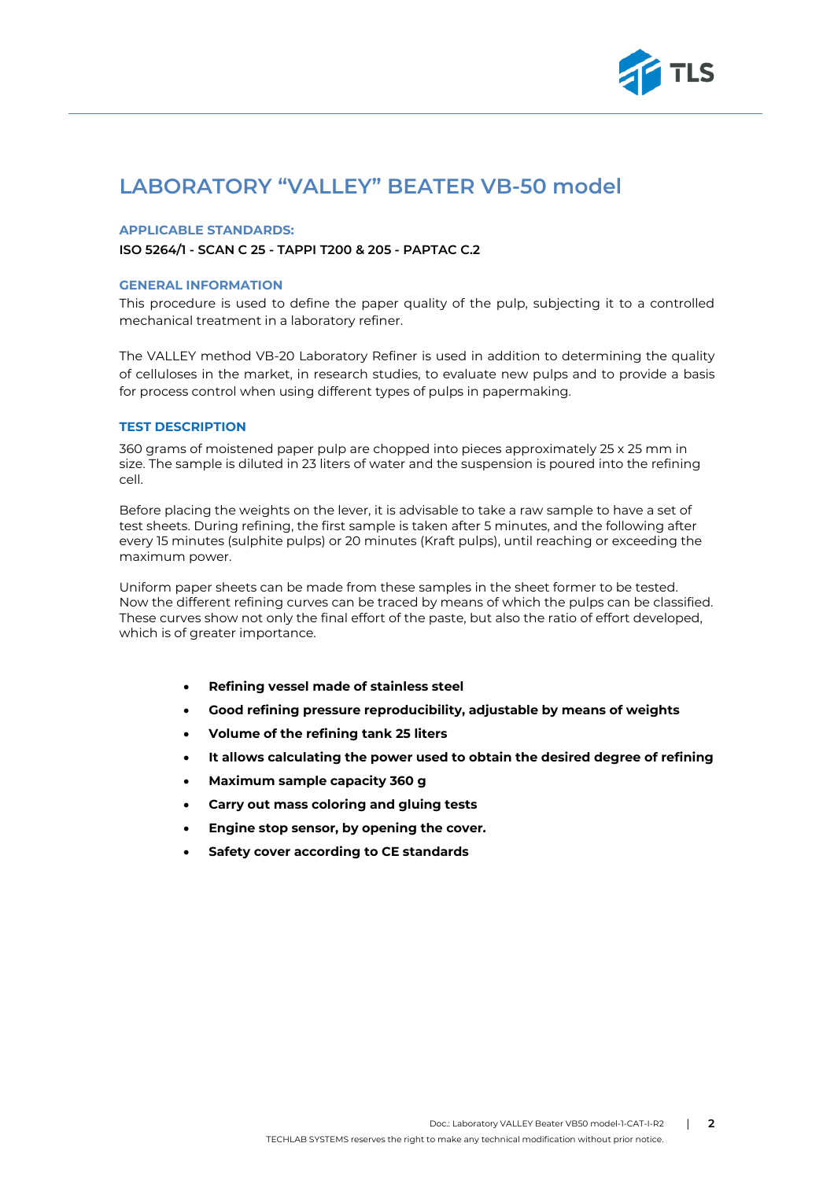# LABORATORY “VALLEY” BEATER VB-50 model

### APPLICABLE STANDARDS:

**ISO 5264/1 - SCAN C 25 - TAPPI T200 & 205 - PAPTAC C.2**

### GENERAL INFORMATION

This procedure is used to define the paper quality of the pulp, subjecting it to a controlled mechanical treatment in a laboratory refiner.

The VALLEY method VB-20 Laboratory Refiner is used in addition to determining the quality of celluloses in the market, in research studies, to evaluate new pulps and to provide a basis for process control when using different types of pulps in papermaking.

### TEST DESCRIPTION

360 grams of moistened paper pulp are chopped into pieces approximately 25 x 25 mm in size. The sample is diluted in 23 liters of water and the suspension is poured into the refining cell.

Before placing the weights on the lever, it is advisable to take a raw sample to have a set of test sheets. During refining, the first sample is taken after 5 minutes, and the following after every 15 minutes (sulphite pulps) or 20 minutes (Kraft pulps), until reaching or exceeding the maximum power.

Uniform paper sheets can be made from these samples in the sheet former to be tested. Now the different refining curves can be traced by means of which the pulps can be classified. These curves show not only the final effort of the paste, but also the ratio of effort developed, which is of greater importance.

- **Refining vessel made of stainless steel**
- **Good refining pressure reproducibility, adjustable by means of weights**
- **Volume of the refining tank 25 liters**
- **It allows calculating the power used to obtain the desired degree of refining**
- **Maximum sample capacity 360 g**
- **Carry out mass coloring and gluing tests**
- **Engine stop sensor, by opening the cover.**
- **Safety cover according to CE standards**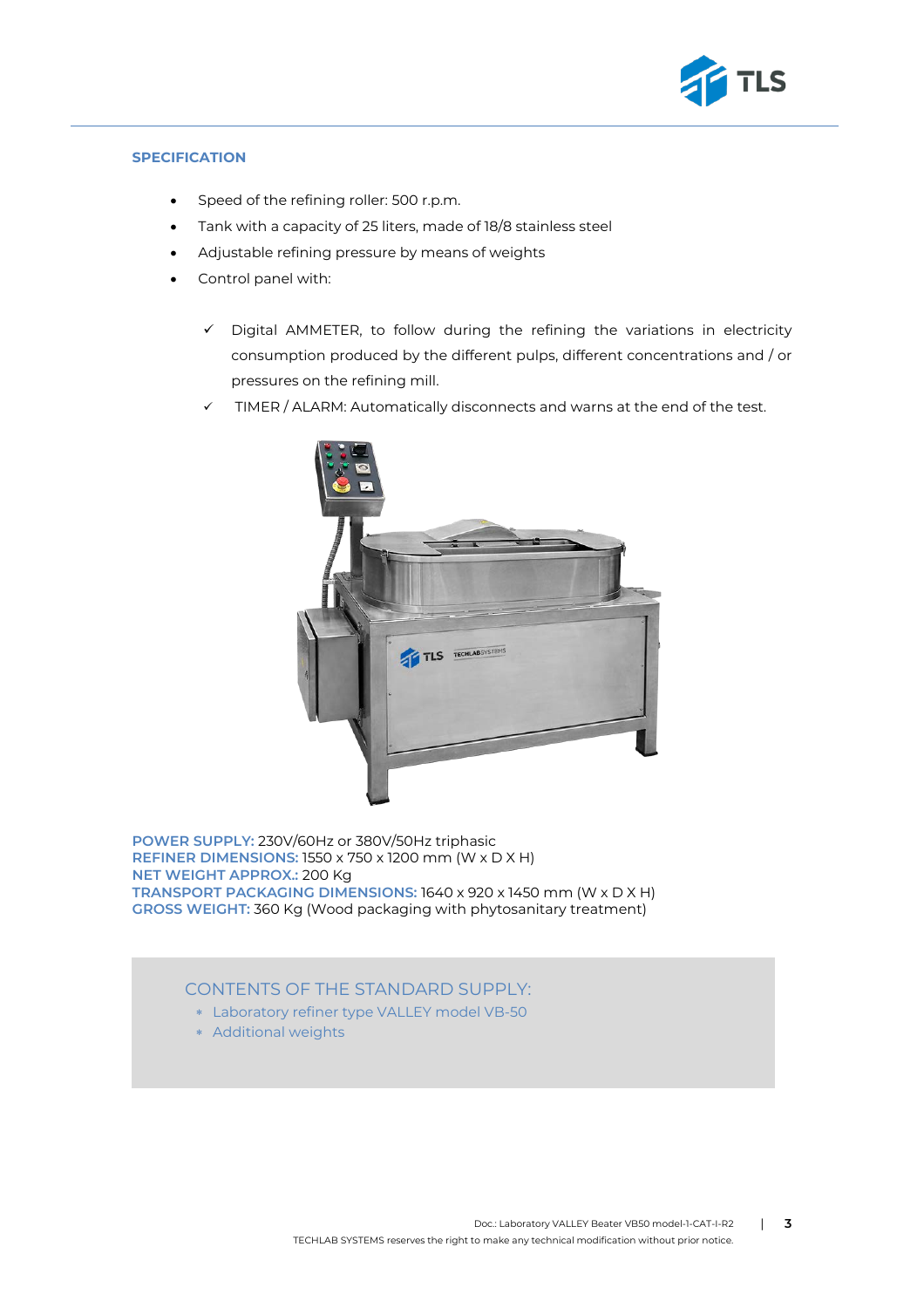## SPECIFICATION

- Speed of the refining roller: 500 r.p.m.
- Tank with a capacity of 25 liters, made of 18/8 stainless steel
- Adjustable refining pressure by means of weights
- Control panel with:
  - ✓ Digital AMMETER, to follow during the refining the variations in electricity consumption produced by the different pulps, different concentrations and / or pressures on the refining mill.
  - ✓ TIMER / ALARM: Automatically disconnects and warns at the end of the test.

**POWER SUPPLY:** 230V/60Hz or 380V/50Hz triphasic
**REFINER DIMENSIONS:** 1550 x 750 x 1200 mm (W x D X H)
**NET WEIGHT APPROX.:** 200 Kg
**TRANSPORT PACKAGING DIMENSIONS:** 1640 x 920 x 1450 mm (W x D X H)
**GROSS WEIGHT:** 360 Kg (Wood packaging with phytosanitary treatment)

### CONTENTS OF THE STANDARD SUPPLY:

- Laboratory refiner type VALLEY model VB-50
- Additional weights